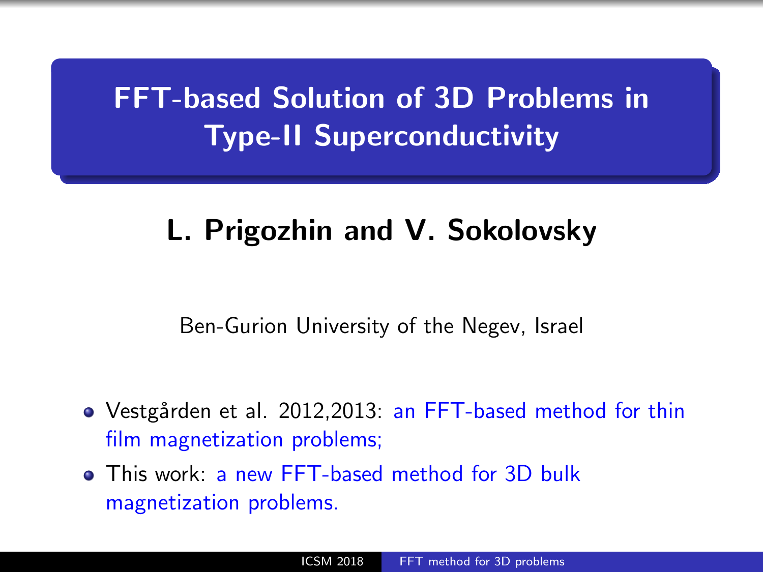# FFT-based Solution of 3D Problems in Type-II Superconductivity

**L. Prigozhin and V. Sokolovsky**

Ben-Gurion University of the Negev, Israel

- Vestgården et al. 2012,2013: an FFT-based method for thin film magnetization problems;
- This work: a new FFT-based method for 3D bulk magnetization problems.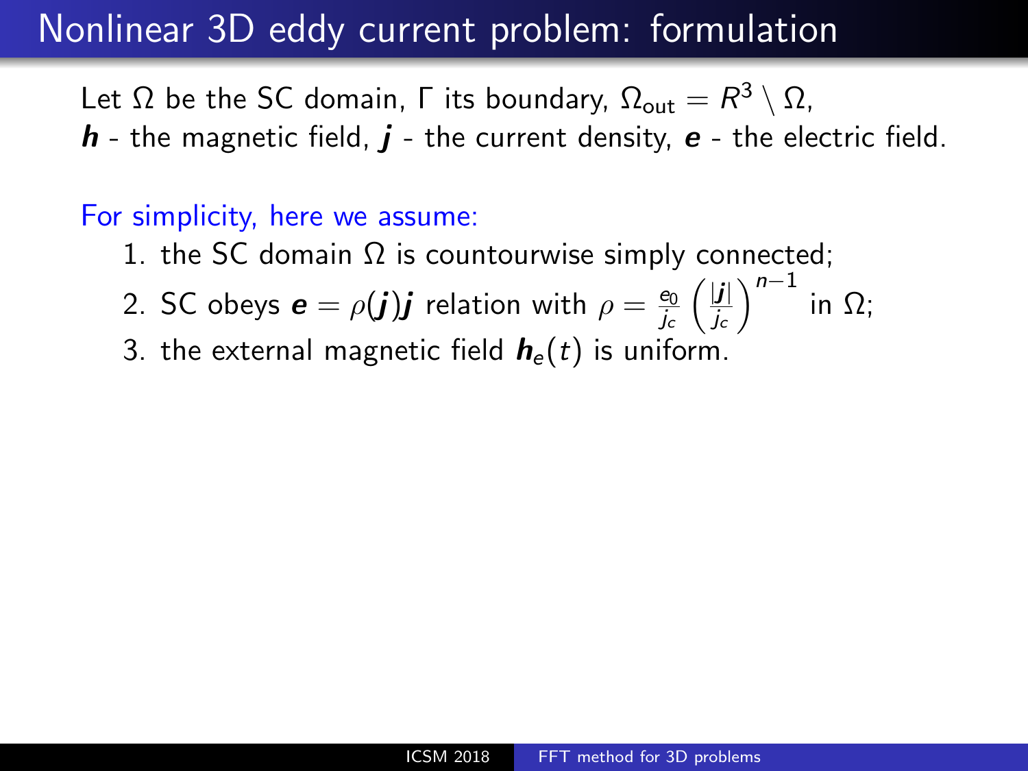# Nonlinear 3D eddy current problem: formulation

Let $\Omega$ be the SC domain, $\Gamma$ its boundary, $\Omega_{\text{out}} = R^3 \setminus \Omega$,
$\boldsymbol{h}$ - the magnetic field, $\boldsymbol{j}$ - the current density, $\boldsymbol{e}$ - the electric field.

For simplicity, here we assume:

1. the SC domain $\Omega$ is countourwise simply connected;
2. SC obeys $\boldsymbol{e} = \rho(\boldsymbol{j})\boldsymbol{j}$ relation with $\rho = \frac{e_0}{j_c}\left(\frac{|\boldsymbol{j}|}{j_c}\right)^{n-1}$ in $\Omega$;
3. the external magnetic field $\boldsymbol{h}_e(t)$ is uniform.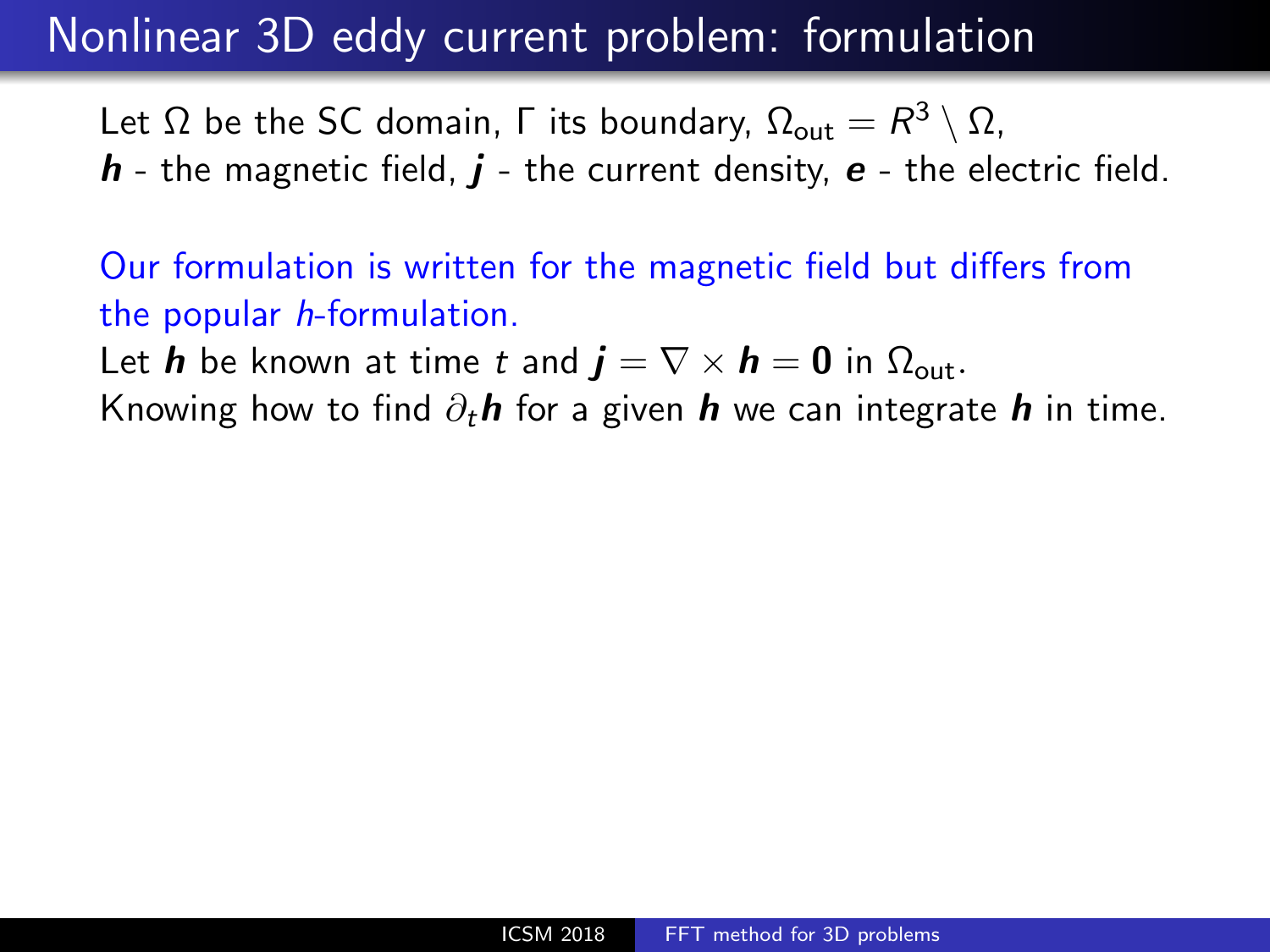# Nonlinear 3D eddy current problem: formulation

Let $\Omega$ be the SC domain, $\Gamma$ its boundary, $\Omega_{\text{out}} = R^3 \setminus \Omega$,
$\boldsymbol{h}$ - the magnetic field, $\boldsymbol{j}$ - the current density, $\boldsymbol{e}$ - the electric field.

Our formulation is written for the magnetic field but differs from the popular *h*-formulation.

Let $\boldsymbol{h}$ be known at time $t$ and $\boldsymbol{j} = \nabla \times \boldsymbol{h} = \mathbf{0}$ in $\Omega_{\text{out}}$.
Knowing how to find $\partial_t \boldsymbol{h}$ for a given $\boldsymbol{h}$ we can integrate $\boldsymbol{h}$ in time.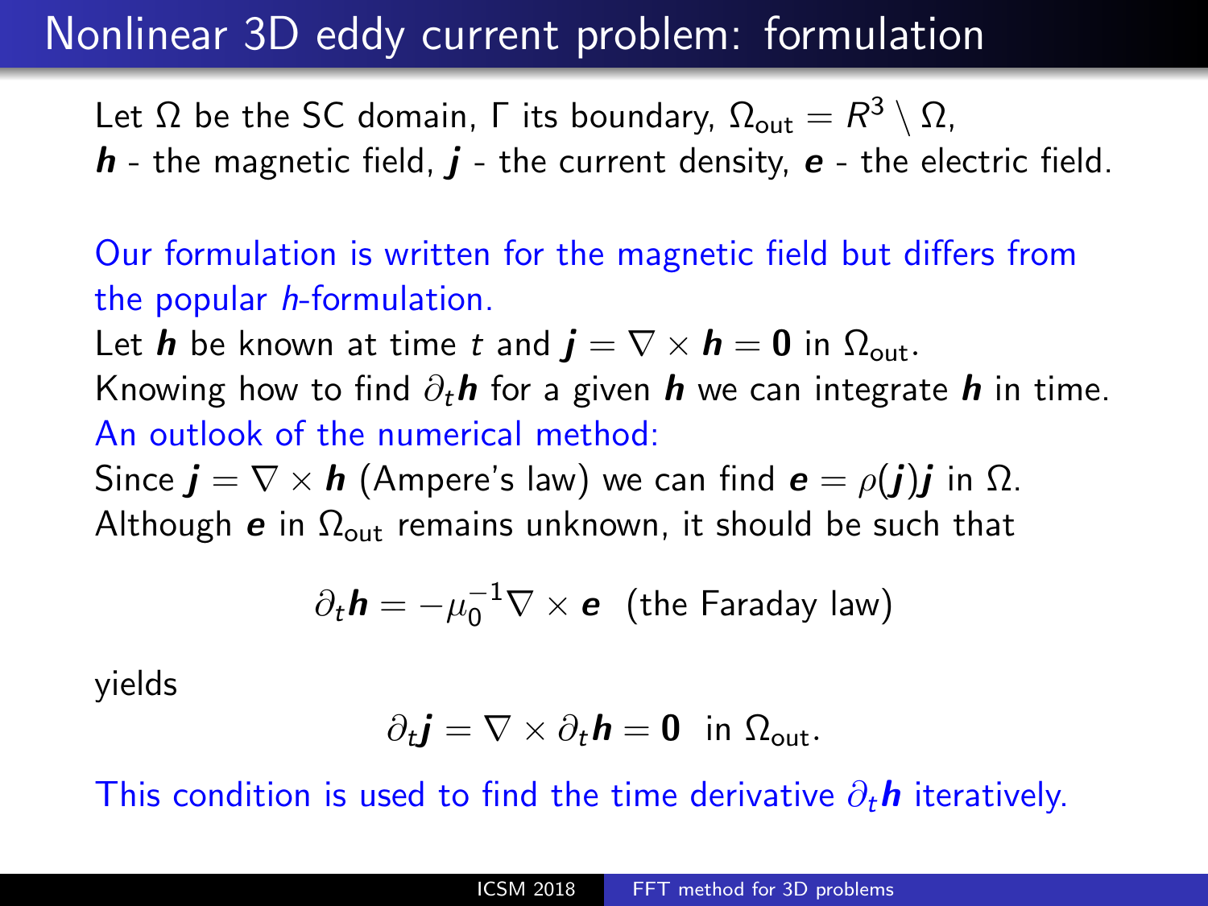# Nonlinear 3D eddy current problem: formulation

Let $\Omega$ be the SC domain, $\Gamma$ its boundary, $\Omega_{\text{out}} = R^3 \setminus \Omega$,
$\boldsymbol{h}$ - the magnetic field, $\boldsymbol{j}$ - the current density, $\boldsymbol{e}$ - the electric field.

Our formulation is written for the magnetic field but differs from the popular *h*-formulation.

Let $\boldsymbol{h}$ be known at time $t$ and $\boldsymbol{j} = \nabla \times \boldsymbol{h} = \boldsymbol{0}$ in $\Omega_{\text{out}}$.

Knowing how to find $\partial_t \boldsymbol{h}$ for a given $\boldsymbol{h}$ we can integrate $\boldsymbol{h}$ in time.

An outlook of the numerical method:

Since $\boldsymbol{j} = \nabla \times \boldsymbol{h}$ (Ampere's law) we can find $\boldsymbol{e} = \rho(\boldsymbol{j})\boldsymbol{j}$ in $\Omega$.

Although $\boldsymbol{e}$ in $\Omega_{\text{out}}$ remains unknown, it should be such that

$$\partial_t \boldsymbol{h} = -\mu_0^{-1} \nabla \times \boldsymbol{e} \quad \text{(the Faraday law)}$$

yields

$$\partial_t \boldsymbol{j} = \nabla \times \partial_t \boldsymbol{h} = \boldsymbol{0} \quad \text{in } \Omega_{\text{out}}.$$

This condition is used to find the time derivative $\partial_t \boldsymbol{h}$ iteratively.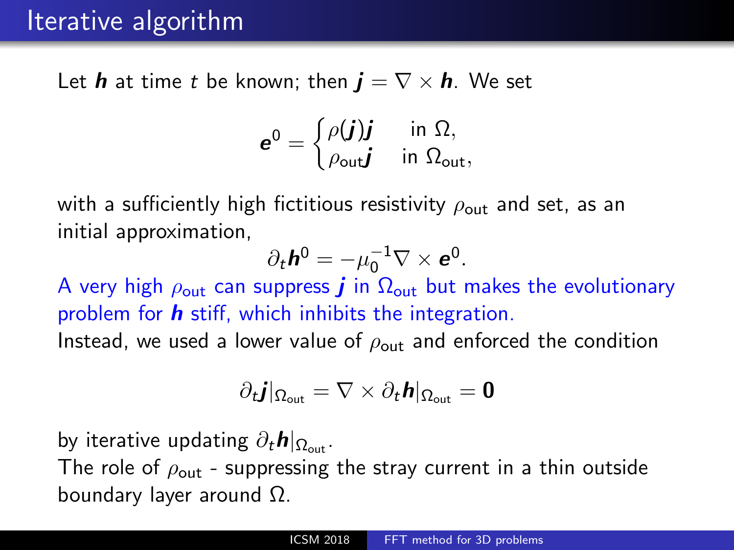# Iterative algorithm

Let $\boldsymbol{h}$ at time $t$ be known; then $\boldsymbol{j} = \nabla \times \boldsymbol{h}$. We set

$$\boldsymbol{e}^0 = \begin{cases} \rho(\boldsymbol{j})\boldsymbol{j} & \text{in } \Omega, \\ \rho_{\text{out}}\boldsymbol{j} & \text{in } \Omega_{\text{out}}, \end{cases}$$

with a sufficiently high fictitious resistivity $\rho_{\text{out}}$ and set, as an initial approximation,

$$\partial_t \boldsymbol{h}^0 = -\mu_0^{-1} \nabla \times \boldsymbol{e}^0.$$

A very high $\rho_{\text{out}}$ can suppress $\boldsymbol{j}$ in $\Omega_{\text{out}}$ but makes the evolutionary problem for $\boldsymbol{h}$ stiff, which inhibits the integration.

Instead, we used a lower value of $\rho_{\text{out}}$ and enforced the condition

$$\partial_t \boldsymbol{j}|_{\Omega_{\text{out}}} = \nabla \times \partial_t \boldsymbol{h}|_{\Omega_{\text{out}}} = \mathbf{0}$$

by iterative updating $\partial_t \boldsymbol{h}|_{\Omega_{\text{out}}}$.

The role of $\rho_{\text{out}}$ - suppressing the stray current in a thin outside boundary layer around $\Omega$.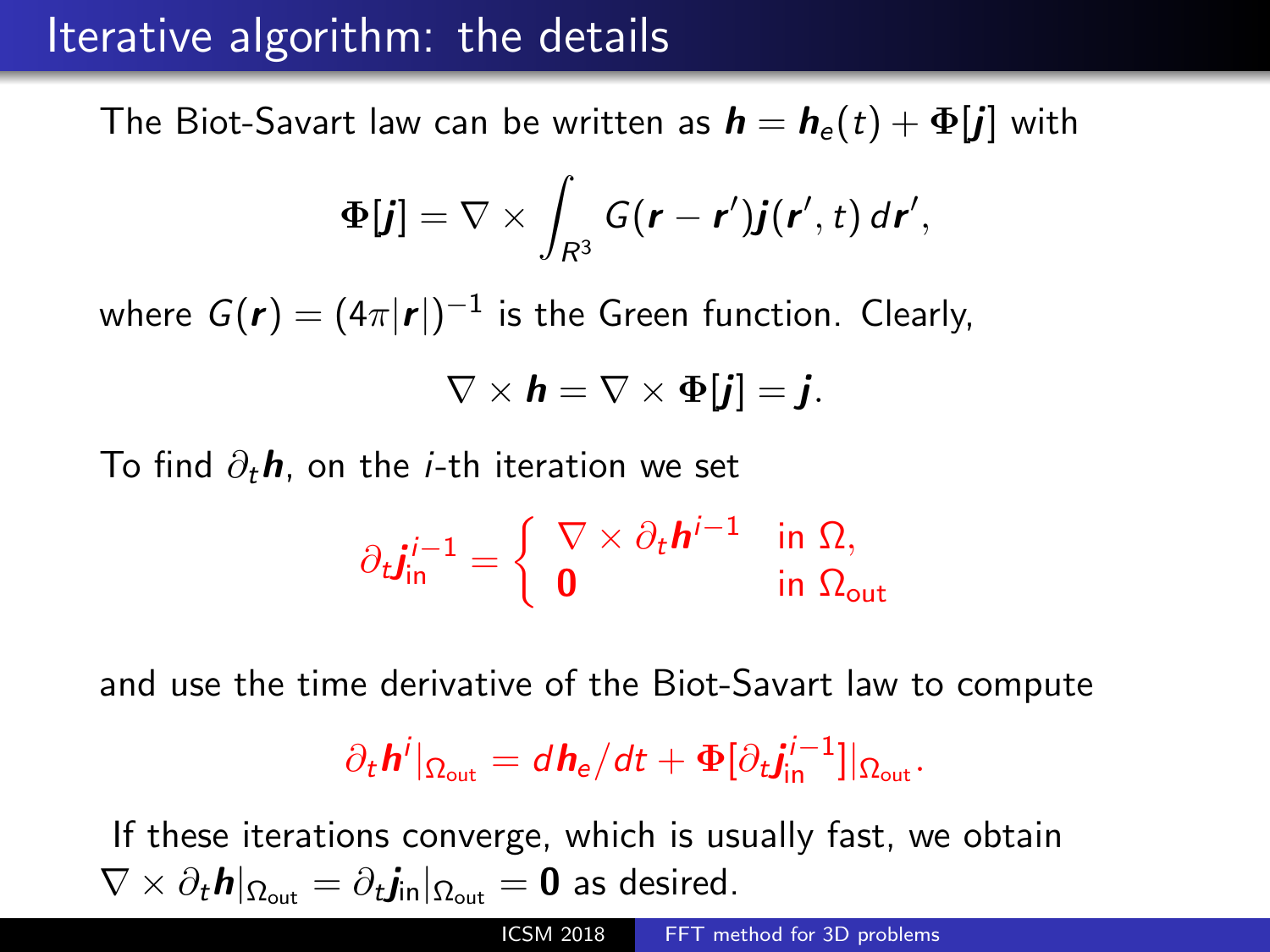# Iterative algorithm: the details

The Biot-Savart law can be written as $\boldsymbol{h} = \boldsymbol{h}_e(t) + \boldsymbol{\Phi}[\boldsymbol{j}]$ with

$$\boldsymbol{\Phi}[\boldsymbol{j}] = \nabla \times \int_{R^3} G(\boldsymbol{r} - \boldsymbol{r}')\boldsymbol{j}(\boldsymbol{r}', t)\, d\boldsymbol{r}',$$

where $G(\boldsymbol{r}) = (4\pi|\boldsymbol{r}|)^{-1}$ is the Green function. Clearly,

$$\nabla \times \boldsymbol{h} = \nabla \times \boldsymbol{\Phi}[\boldsymbol{j}] = \boldsymbol{j}.$$

To find $\partial_t \boldsymbol{h}$, on the $i$-th iteration we set

$$\partial_t \boldsymbol{j}_{\text{in}}^{i-1} = \begin{cases} \nabla \times \partial_t \boldsymbol{h}^{i-1} & \text{in } \Omega, \\ \boldsymbol{0} & \text{in } \Omega_{\text{out}} \end{cases}$$

and use the time derivative of the Biot-Savart law to compute

$$\partial_t \boldsymbol{h}^i|_{\Omega_{\text{out}}} = d\boldsymbol{h}_e/dt + \boldsymbol{\Phi}[\partial_t \boldsymbol{j}_{\text{in}}^{i-1}]|_{\Omega_{\text{out}}}.$$

If these iterations converge, which is usually fast, we obtain $\nabla \times \partial_t \boldsymbol{h}|_{\Omega_{\text{out}}} = \partial_t \boldsymbol{j}_{\text{in}}|_{\Omega_{\text{out}}} = \boldsymbol{0}$ as desired.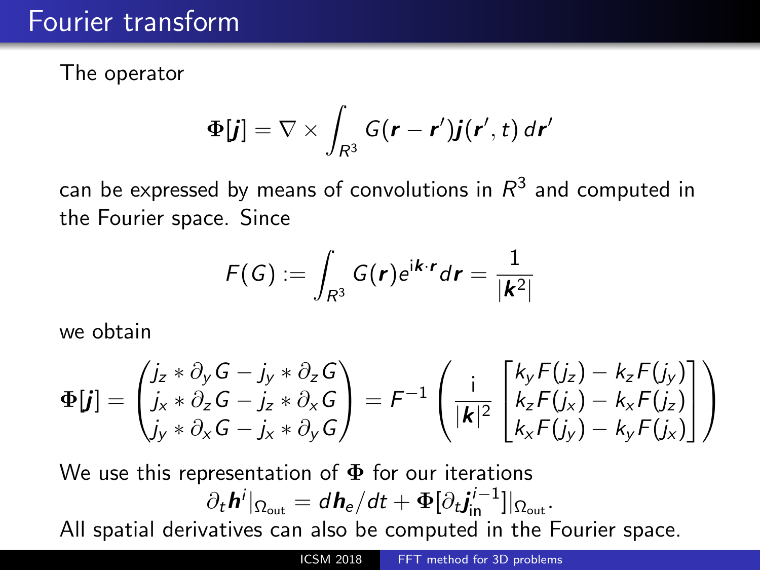# Fourier transform

The operator

$$\boldsymbol{\Phi}[\boldsymbol{j}] = \nabla \times \int_{R^3} G(\boldsymbol{r} - \boldsymbol{r}')\boldsymbol{j}(\boldsymbol{r}', t)\, d\boldsymbol{r}'$$

can be expressed by means of convolutions in $R^3$ and computed in the Fourier space. Since

$$F(G) := \int_{R^3} G(\boldsymbol{r}) e^{\mathrm{i}\boldsymbol{k}\cdot\boldsymbol{r}} d\boldsymbol{r} = \frac{1}{|\boldsymbol{k}^2|}$$

we obtain

$$\boldsymbol{\Phi}[\boldsymbol{j}] = \begin{pmatrix} j_z * \partial_y G - j_y * \partial_z G \\ j_x * \partial_z G - j_z * \partial_x G \\ j_y * \partial_x G - j_x * \partial_y G \end{pmatrix} = F^{-1}\left( \frac{\mathrm{i}}{|\boldsymbol{k}|^2} \begin{bmatrix} k_y F(j_z) - k_z F(j_y) \\ k_z F(j_x) - k_x F(j_z) \\ k_x F(j_y) - k_y F(j_x) \end{bmatrix} \right)$$

We use this representation of $\boldsymbol{\Phi}$ for our iterations

$$\partial_t \boldsymbol{h}^i|_{\Omega_{\text{out}}} = d\boldsymbol{h}_e/dt + \boldsymbol{\Phi}[\partial_t \boldsymbol{j}_{\text{in}}^{i-1}]|_{\Omega_{\text{out}}}.$$

All spatial derivatives can also be computed in the Fourier space.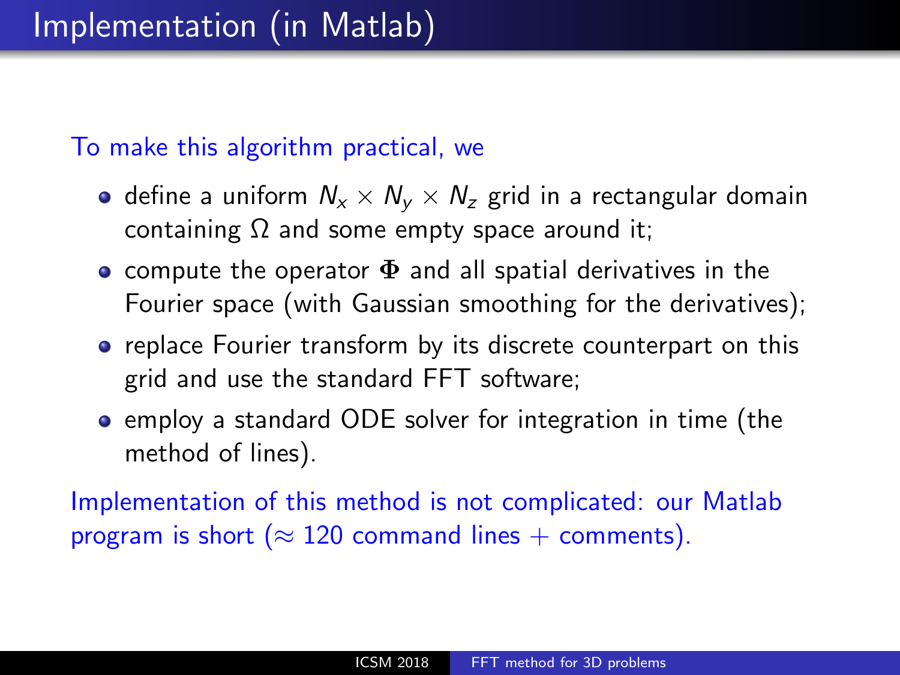# Implementation (in Matlab)

To make this algorithm practical, we

- define a uniform $N_x \times N_y \times N_z$ grid in a rectangular domain containing $\Omega$ and some empty space around it;
- compute the operator $\mathbf{\Phi}$ and all spatial derivatives in the Fourier space (with Gaussian smoothing for the derivatives);
- replace Fourier transform by its discrete counterpart on this grid and use the standard FFT software;
- employ a standard ODE solver for integration in time (the method of lines).

Implementation of this method is not complicated: our Matlab program is short ($\approx$ 120 command lines + comments).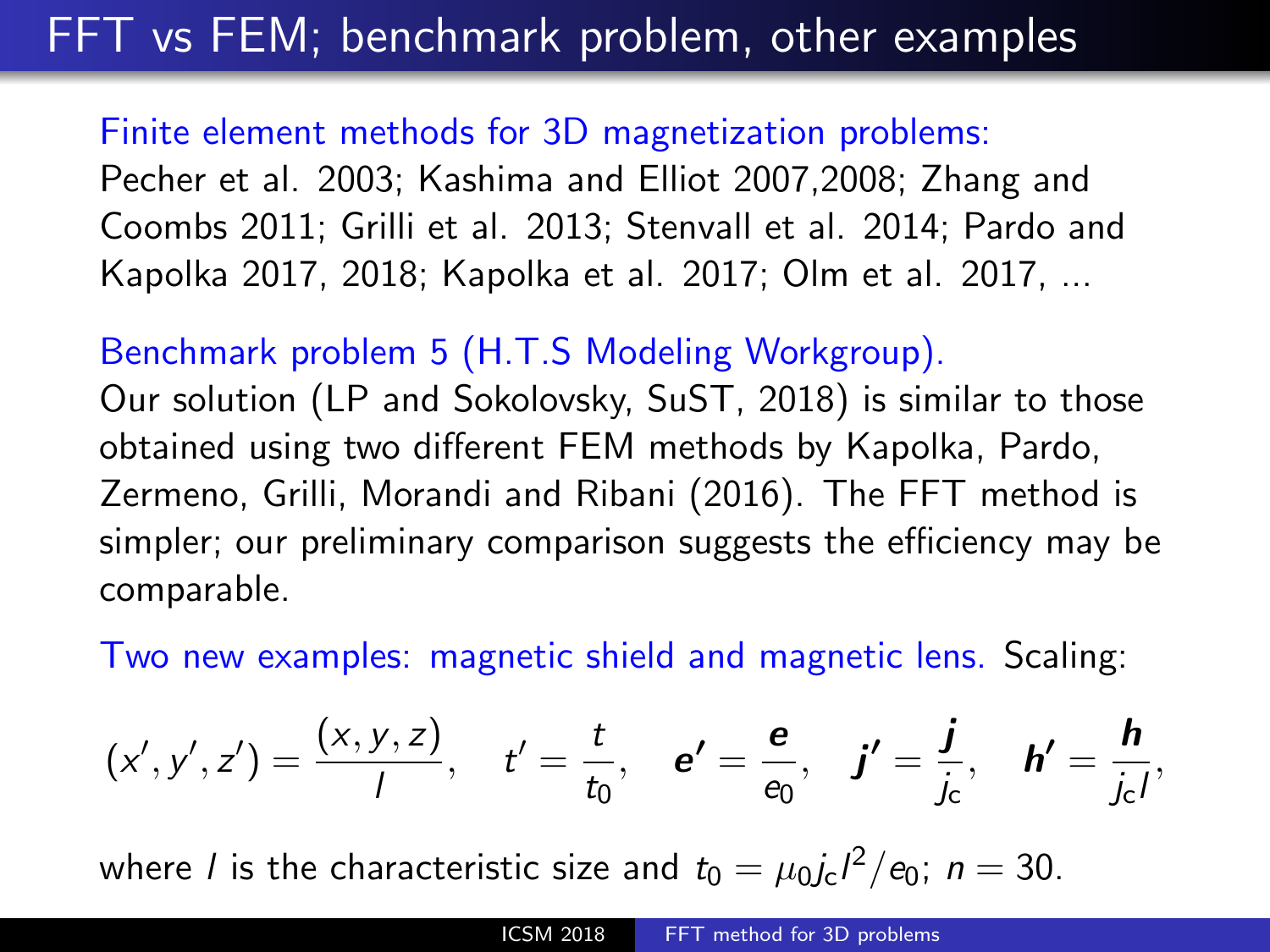# FFT vs FEM; benchmark problem, other examples

Finite element methods for 3D magnetization problems:
Pecher et al. 2003; Kashima and Elliot 2007,2008; Zhang and Coombs 2011; Grilli et al. 2013; Stenvall et al. 2014; Pardo and Kapolka 2017, 2018; Kapolka et al. 2017; Olm et al. 2017, ...

Benchmark problem 5 (H.T.S Modeling Workgroup).
Our solution (LP and Sokolovsky, SuST, 2018) is similar to those obtained using two different FEM methods by Kapolka, Pardo, Zermeno, Grilli, Morandi and Ribani (2016). The FFT method is simpler; our preliminary comparison suggests the efficiency may be comparable.

Two new examples: magnetic shield and magnetic lens. Scaling:

$$(x', y', z') = \frac{(x, y, z)}{l}, \quad t' = \frac{t}{t_0}, \quad \boldsymbol{e'} = \frac{\boldsymbol{e}}{e_0}, \quad \boldsymbol{j'} = \frac{\boldsymbol{j}}{j_c}, \quad \boldsymbol{h'} = \frac{\boldsymbol{h}}{j_c l},$$

where $l$ is the characteristic size and $t_0 = \mu_0 j_c l^2 / e_0$; $n = 30$.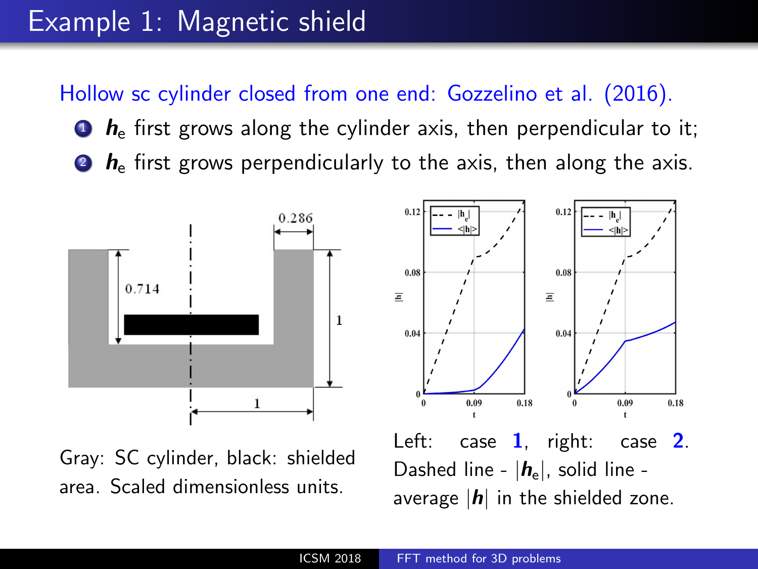# Example 1: Magnetic shield

Hollow sc cylinder closed from one end: Gozzelino et al. (2016).

1. $\boldsymbol{h}_\mathrm{e}$ first grows along the cylinder axis, then perpendicular to it;
2. $\boldsymbol{h}_\mathrm{e}$ first grows perpendicularly to the axis, then along the axis.

Gray: SC cylinder, black: shielded area. Scaled dimensionless units.

Left: case **1**, right: case **2**. Dashed line - $|\boldsymbol{h}_\mathrm{e}|$, solid line - average $|\boldsymbol{h}|$ in the shielded zone.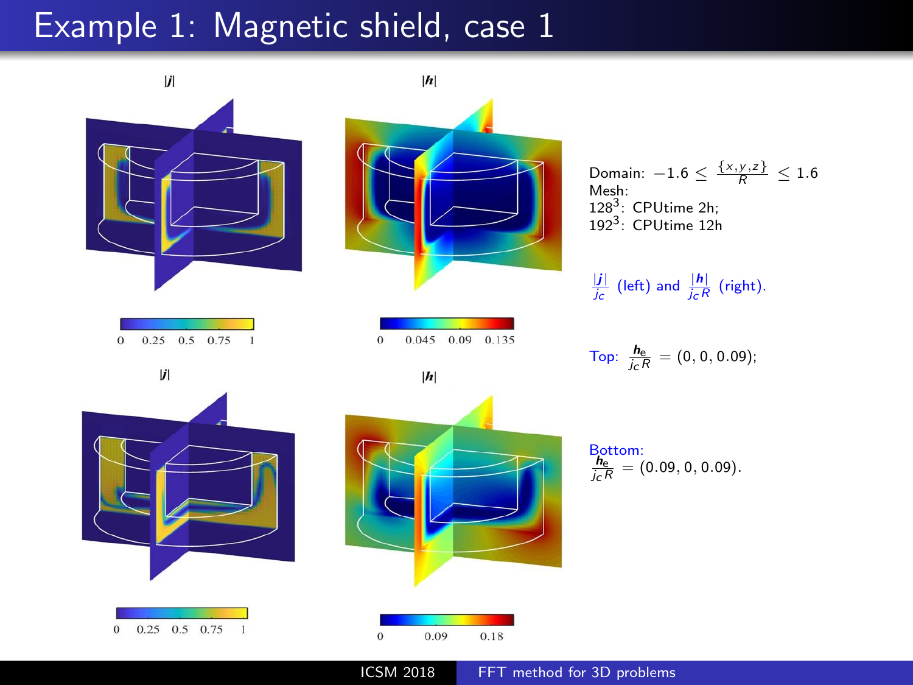# Example 1: Magnetic shield, case 1

Domain: $-1.6 \leq \frac{\{x,y,z\}}{R} \leq 1.6$

Mesh:

$128^3$: CPUtime 2h;

$192^3$: CPUtime 12h

$\frac{|\boldsymbol{j}|}{j_c}$ (left) and $\frac{|\boldsymbol{h}|}{j_c R}$ (right).

Top: $\frac{\boldsymbol{h}_e}{j_c R} = (0, 0, 0.09)$;

Bottom: $\frac{\boldsymbol{h}_e}{j_c R} = (0.09, 0, 0.09)$.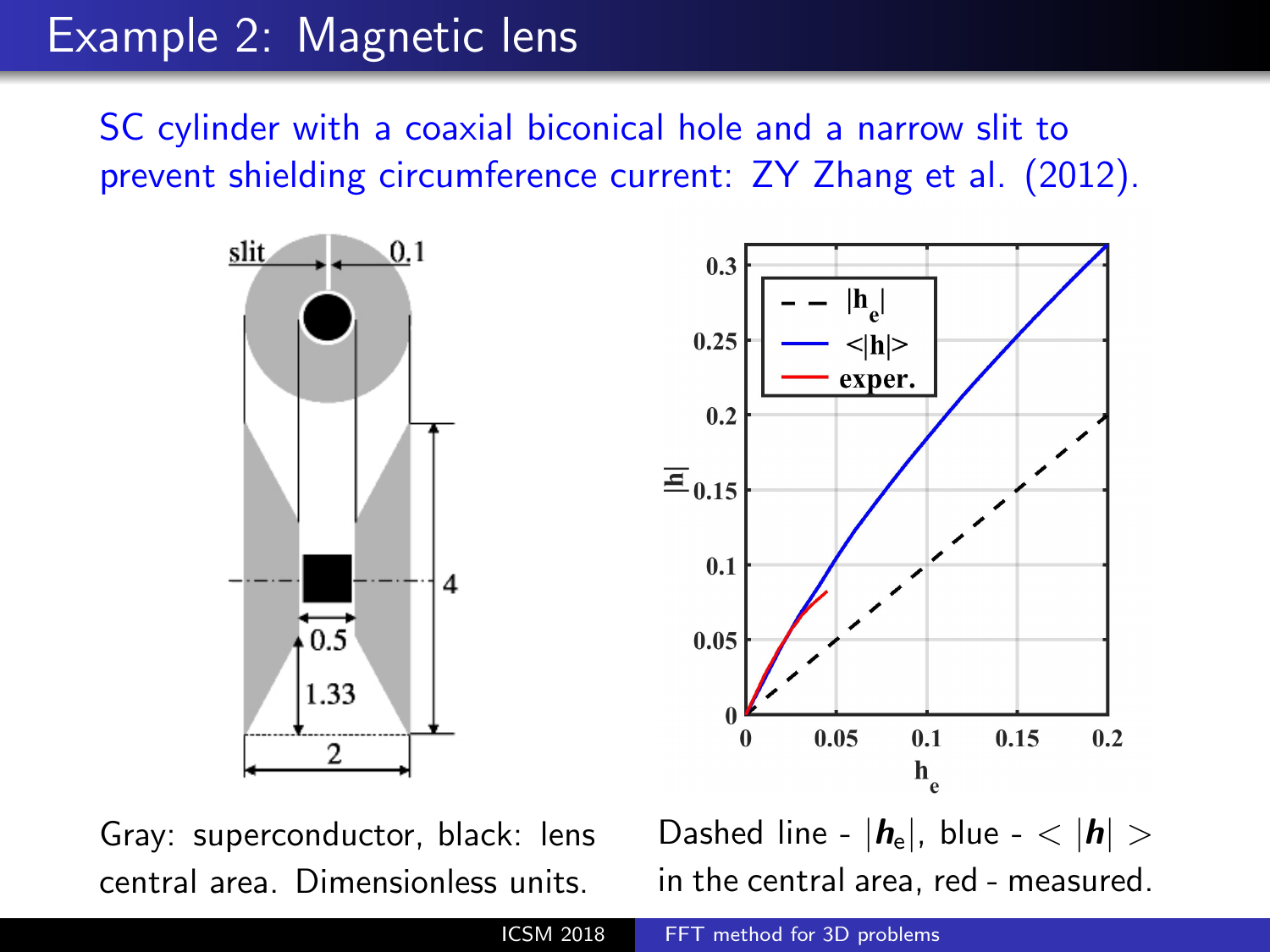# Example 2: Magnetic lens

SC cylinder with a coaxial biconical hole and a narrow slit to prevent shielding circumference current: ZY Zhang et al. (2012).

Gray: superconductor, black: lens central area. Dimensionless units.

Dashed line - $|\boldsymbol{h}_e|$, blue - $< |\boldsymbol{h}| >$ in the central area, red - measured.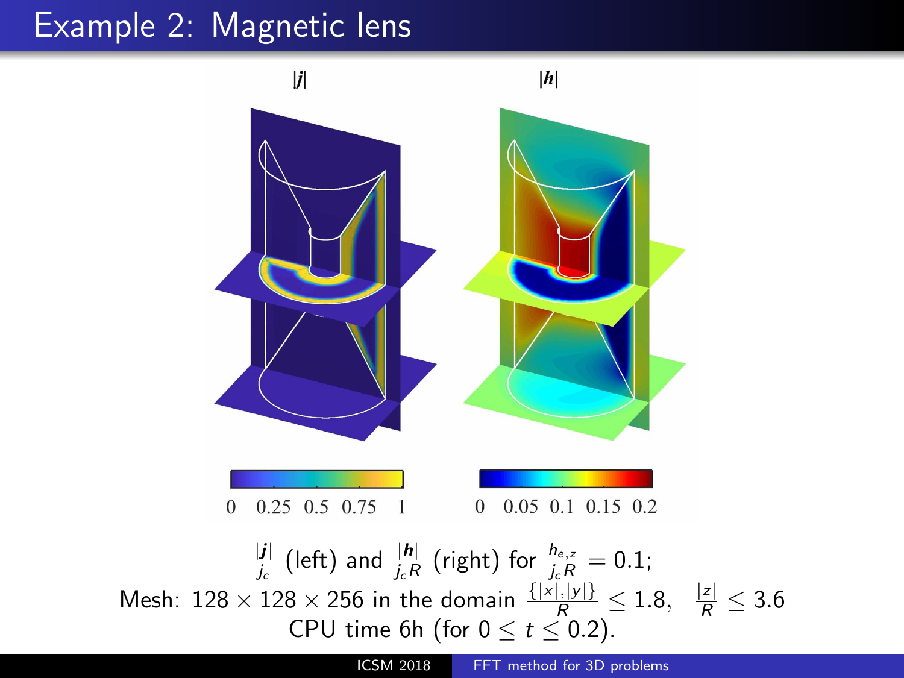# Example 2: Magnetic lens

$|\boldsymbol{j}|$ $|\boldsymbol{h}|$

0 0.25 0.5 0.75 1

0 0.05 0.1 0.15 0.2

$\frac{|\boldsymbol{j}|}{j_c}$ (left) and $\frac{|\boldsymbol{h}|}{j_c R}$ (right) for $\frac{h_{e,z}}{j_c R} = 0.1$;
Mesh: $128 \times 128 \times 256$ in the domain $\frac{\{|x|,|y|\}}{R} \leq 1.8$, $\frac{|z|}{R} \leq 3.6$
CPU time 6h (for $0 \leq t \leq 0.2$).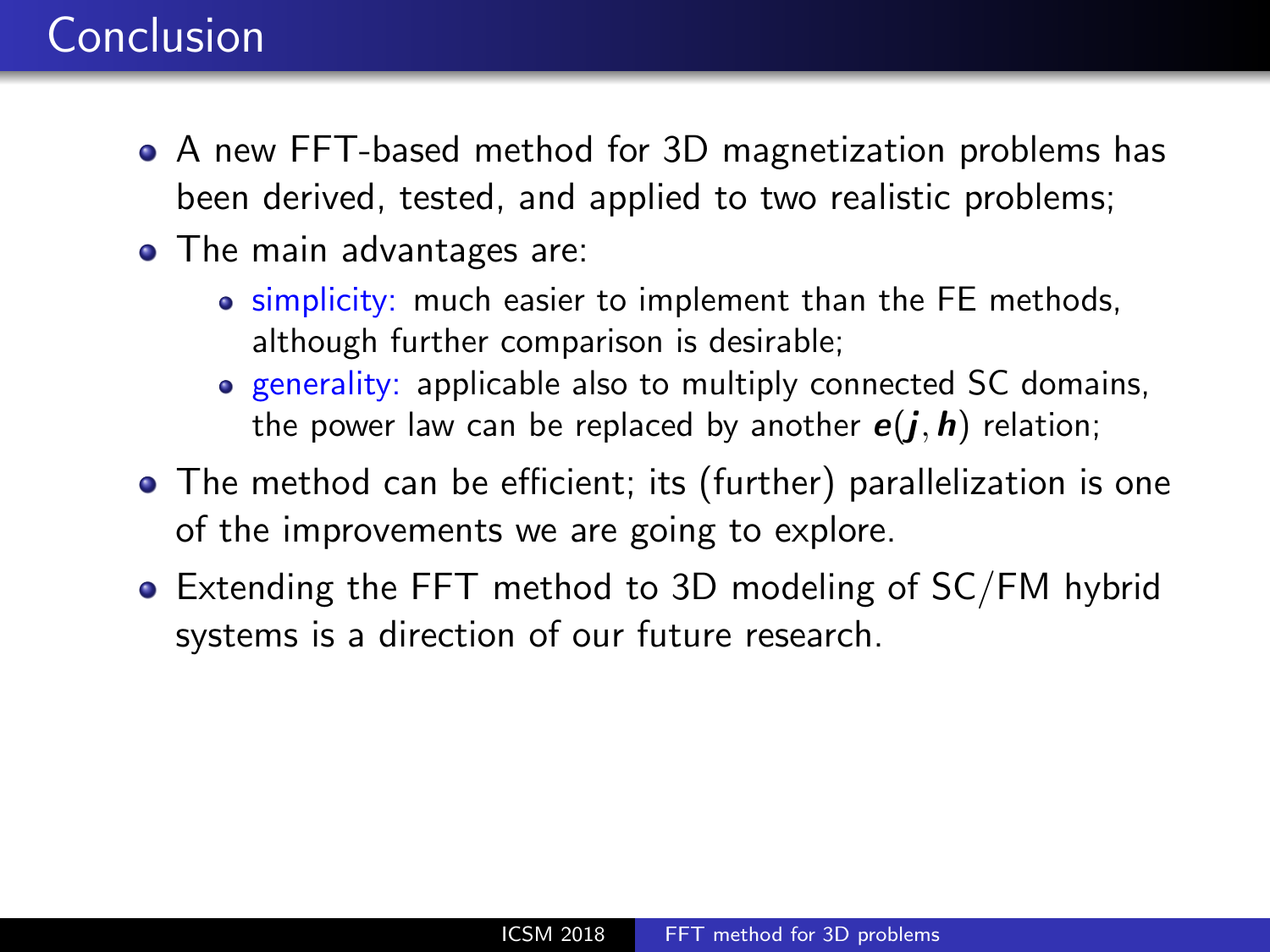# Conclusion

- A new FFT-based method for 3D magnetization problems has been derived, tested, and applied to two realistic problems;
- The main advantages are:
  - simplicity: much easier to implement than the FE methods, although further comparison is desirable;
  - generality: applicable also to multiply connected SC domains, the power law can be replaced by another $\boldsymbol{e}(\boldsymbol{j}, \boldsymbol{h})$ relation;
- The method can be efficient; its (further) parallelization is one of the improvements we are going to explore.
- Extending the FFT method to 3D modeling of SC/FM hybrid systems is a direction of our future research.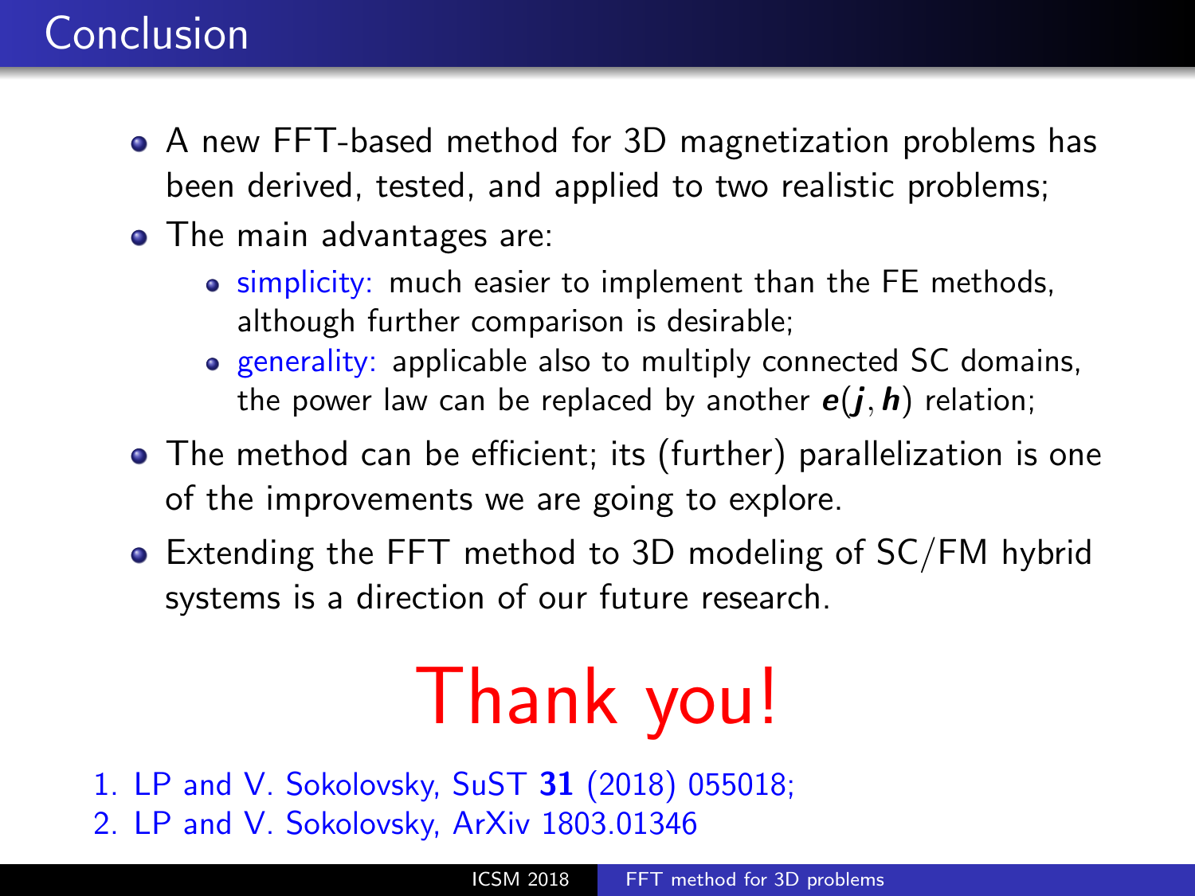# Conclusion

- A new FFT-based method for 3D magnetization problems has been derived, tested, and applied to two realistic problems;
- The main advantages are:
  - simplicity: much easier to implement than the FE methods, although further comparison is desirable;
  - generality: applicable also to multiply connected SC domains, the power law can be replaced by another $\boldsymbol{e}(\boldsymbol{j}, \boldsymbol{h})$ relation;
- The method can be efficient; its (further) parallelization is one of the improvements we are going to explore.
- Extending the FFT method to 3D modeling of SC/FM hybrid systems is a direction of our future research.

# Thank you!

1. LP and V. Sokolovsky, SuST **31** (2018) 055018;
2. LP and V. Sokolovsky, ArXiv 1803.01346